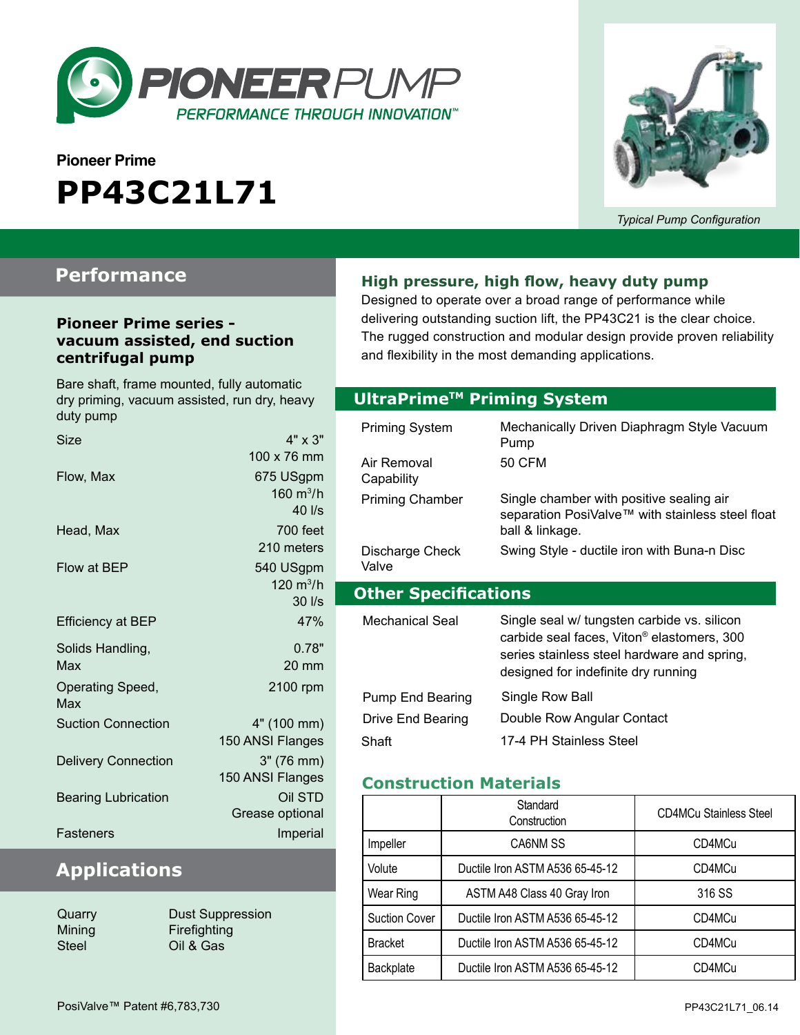PIONEERPUMP
PERFORMANCE THROUGH INNOVATION™

Pioneer Prime

# PP43C21L71

*Typical Pump Configuration*

## Performance

### Pioneer Prime series - vacuum assisted, end suction centrifugal pump

Bare shaft, frame mounted, fully automatic dry priming, vacuum assisted, run dry, heavy duty pump

| | |
|---|---|
| Size | 4" x 3" 100 x 76 mm |
| Flow, Max | 675 USgpm 160 $m^3/h$ 40 l/s |
| Head, Max | 700 feet 210 meters |
| Flow at BEP | 540 USgpm 120 $m^3/h$ 30 l/s |
| Efficiency at BEP | 47% |
| Solids Handling, Max | 0.78" 20 mm |
| Operating Speed, Max | 2100 rpm |
| Suction Connection | 4" (100 mm) 150 ANSI Flanges |
| Delivery Connection | 3" (76 mm) 150 ANSI Flanges |
| Bearing Lubrication | Oil STD Grease optional |
| Fasteners | Imperial |

## Applications

- Quarry
- Mining
- Steel
- Dust Suppression
- Firefighting
- Oil & Gas

### High pressure, high flow, heavy duty pump

Designed to operate over a broad range of performance while delivering outstanding suction lift, the PP43C21 is the clear choice. The rugged construction and modular design provide proven reliability and flexibility in the most demanding applications.

## UltraPrime™ Priming System

| | |
|---|---|
| Priming System | Mechanically Driven Diaphragm Style Vacuum Pump |
| Air Removal Capability | 50 CFM |
| Priming Chamber | Single chamber with positive sealing air separation PosiValve™ with stainless steel float ball & linkage. |
| Discharge Check Valve | Swing Style - ductile iron with Buna-n Disc |

## Other Specifications

| | |
|---|---|
| Mechanical Seal | Single seal w/ tungsten carbide vs. silicon carbide seal faces, Viton® elastomers, 300 series stainless steel hardware and spring, designed for indefinite dry running |
| Pump End Bearing | Single Row Ball |
| Drive End Bearing | Double Row Angular Contact |
| Shaft | 17-4 PH Stainless Steel |

### Construction Materials

| | Standard Construction | CD4MCu Stainless Steel |
|---|---|---|
| Impeller | CA6NM SS | CD4MCu |
| Volute | Ductile Iron ASTM A536 65-45-12 | CD4MCu |
| Wear Ring | ASTM A48 Class 40 Gray Iron | 316 SS |
| Suction Cover | Ductile Iron ASTM A536 65-45-12 | CD4MCu |
| Bracket | Ductile Iron ASTM A536 65-45-12 | CD4MCu |
| Backplate | Ductile Iron ASTM A536 65-45-12 | CD4MCu |

PosiValve™ Patent #6,783,730

PP43C21L71_06.14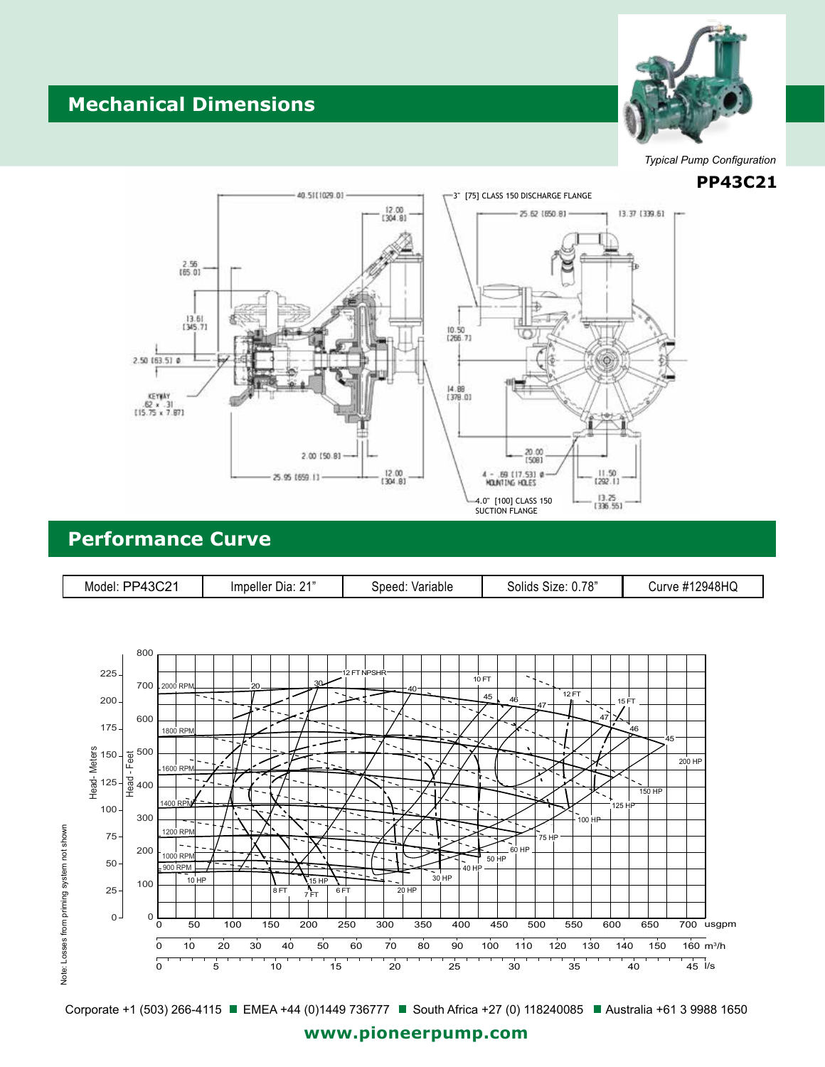## Mechanical Dimensions

*Typical Pump Configuration*

**PP43C21**

40.51 [1029.0]
12.00 [304.8]
3" [75] CLASS 150 DISCHARGE FLANGE
25.62 [650.8]
13.37 [339.6]
2.56 [65.0]
13.61 [345.7]
2.50 [63.5] ø
KEYWAY .62 x .31 [15.75 x 7.87]
10.50 [266.7]
14.88 [378.0]
2.00 [50.8]
25.95 [659.1]
12.00 [304.8]
20.00 [508]
4 - .69 [17.53] ø MOUNTING HOLES
11.50 [292.1]
13.25 [336.55]
4.0" [100] CLASS 150 SUCTION FLANGE

## Performance Curve

| Model: PP43C21 | Impeller Dia: 21" | Speed: Variable | Solids Size: 0.78" | Curve #12948HQ |
|---|---|---|---|---|

Head - Meters: 0, 25, 50, 75, 100, 125, 150, 175, 200, 225
Head - Feet: 0, 100, 200, 300, 400, 500, 600, 700, 800
usgpm: 0, 50, 100, 150, 200, 250, 300, 350, 400, 450, 500, 550, 600, 650, 700
m³/h: 0, 10, 20, 30, 40, 50, 60, 70, 80, 90, 100, 110, 120, 130, 140, 150, 160
l/s: 0, 5, 10, 15, 20, 25, 30, 35, 40, 45

2000 RPM, 1800 RPM, 1600 RPM, 1400 RPM, 1200 RPM, 1000 RPM, 900 RPM
20, 30, 40, 45, 46, 47, 47, 46, 45
12 FT NPSHR, 10 FT, 12 FT, 15 FT, 8 FT, 7 FT, 6 FT
10 HP, 15 HP, 20 HP, 30 HP, 40 HP, 50 HP, 60 HP, 75 HP, 100 HP, 125 HP, 150 HP, 200 HP

Note: Losses from priming system not shown

Corporate +1 (503) 266-4115 ■ EMEA +44 (0)1449 736777 ■ South Africa +27 (0) 118240085 ■ Australia +61 3 9988 1650

**www.pioneerpump.com**